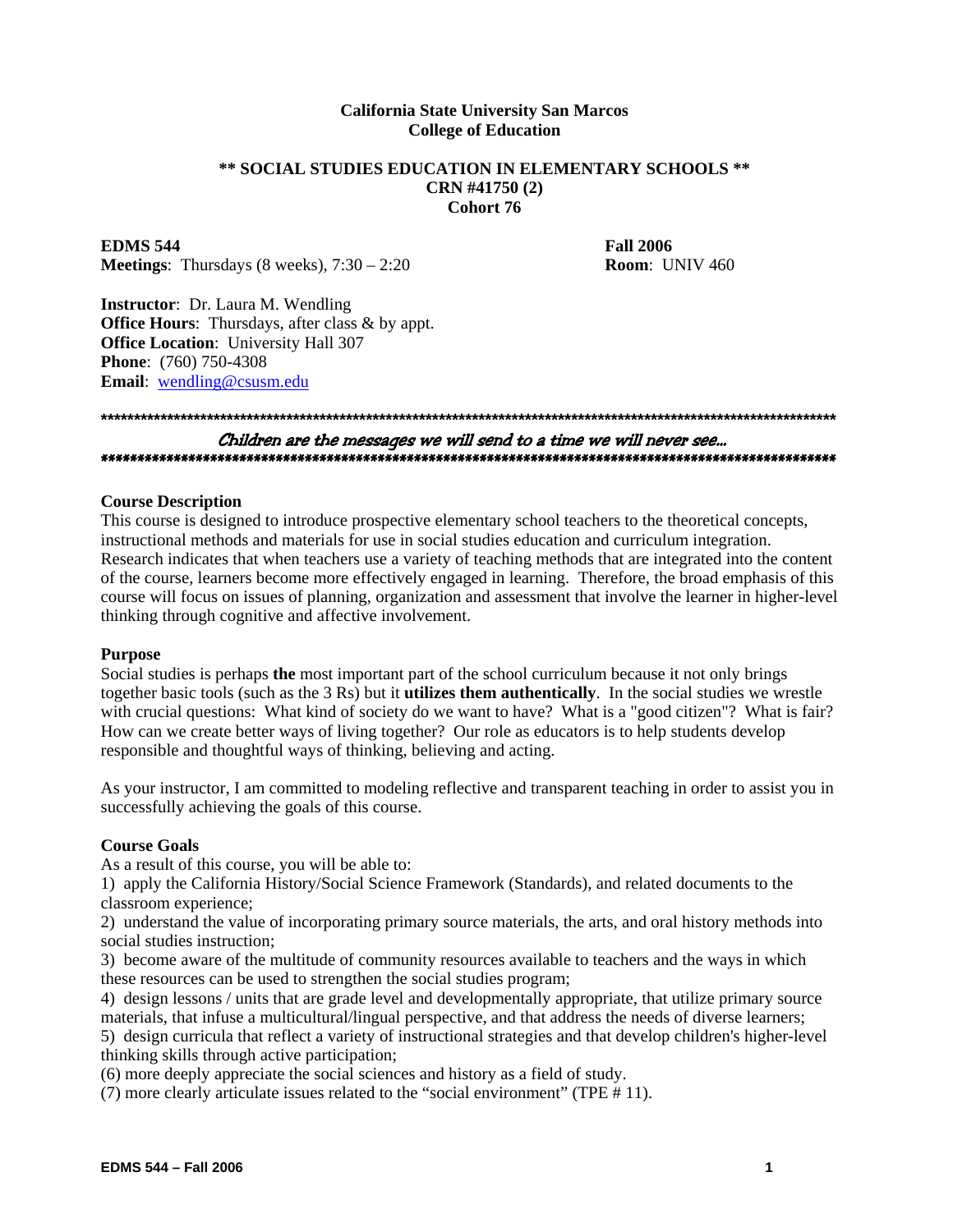**California State University San Marcos**
**College of Education**

**\*\* SOCIAL STUDIES EDUCATION IN ELEMENTARY SCHOOLS \*\***
**CRN #41750 (2)**
**Cohort 76**

**EDMS 544** **Fall 2006**
**Meetings**: Thursdays (8 weeks), 7:30 – 2:20 **Room**: UNIV 460

**Instructor**: Dr. Laura M. Wendling
**Office Hours**: Thursdays, after class & by appt.
**Office Location**: University Hall 307
**Phone**: (760) 750-4308
**Email**: wendling@csusm.edu

\*\*\*\*\*\*\*\*\*\*\*\*\*\*\*\*\*\*\*\*\*\*\*\*\*\*\*\*\*\*\*\*\*\*\*\*\*\*\*\*\*\*\*\*\*\*\*\*\*\*\*\*\*\*\*\*\*\*\*\*\*\*\*\*\*\*\*\*\*\*\*\*\*\*\*\*\*\*

*Children are the messages we will send to a time we will never see...*

\*\*\*\*\*\*\*\*\*\*\*\*\*\*\*\*\*\*\*\*\*\*\*\*\*\*\*\*\*\*\*\*\*\*\*\*\*\*\*\*\*\*\*\*\*\*\*\*\*\*\*\*\*\*\*\*\*\*\*\*\*\*\*\*\*\*\*\*\*\*\*\*\*\*\*\*\*\*

## Course Description

This course is designed to introduce prospective elementary school teachers to the theoretical concepts, instructional methods and materials for use in social studies education and curriculum integration. Research indicates that when teachers use a variety of teaching methods that are integrated into the content of the course, learners become more effectively engaged in learning. Therefore, the broad emphasis of this course will focus on issues of planning, organization and assessment that involve the learner in higher-level thinking through cognitive and affective involvement.

## Purpose

Social studies is perhaps **the** most important part of the school curriculum because it not only brings together basic tools (such as the 3 Rs) but it **utilizes them authentically**. In the social studies we wrestle with crucial questions: What kind of society do we want to have? What is a "good citizen"? What is fair? How can we create better ways of living together? Our role as educators is to help students develop responsible and thoughtful ways of thinking, believing and acting.

As your instructor, I am committed to modeling reflective and transparent teaching in order to assist you in successfully achieving the goals of this course.

## Course Goals

As a result of this course, you will be able to:

1) apply the California History/Social Science Framework (Standards), and related documents to the classroom experience;
2) understand the value of incorporating primary source materials, the arts, and oral history methods into social studies instruction;
3) become aware of the multitude of community resources available to teachers and the ways in which these resources can be used to strengthen the social studies program;
4) design lessons / units that are grade level and developmentally appropriate, that utilize primary source materials, that infuse a multicultural/lingual perspective, and that address the needs of diverse learners;
5) design curricula that reflect a variety of instructional strategies and that develop children's higher-level thinking skills through active participation;
(6) more deeply appreciate the social sciences and history as a field of study.
(7) more clearly articulate issues related to the "social environment" (TPE # 11).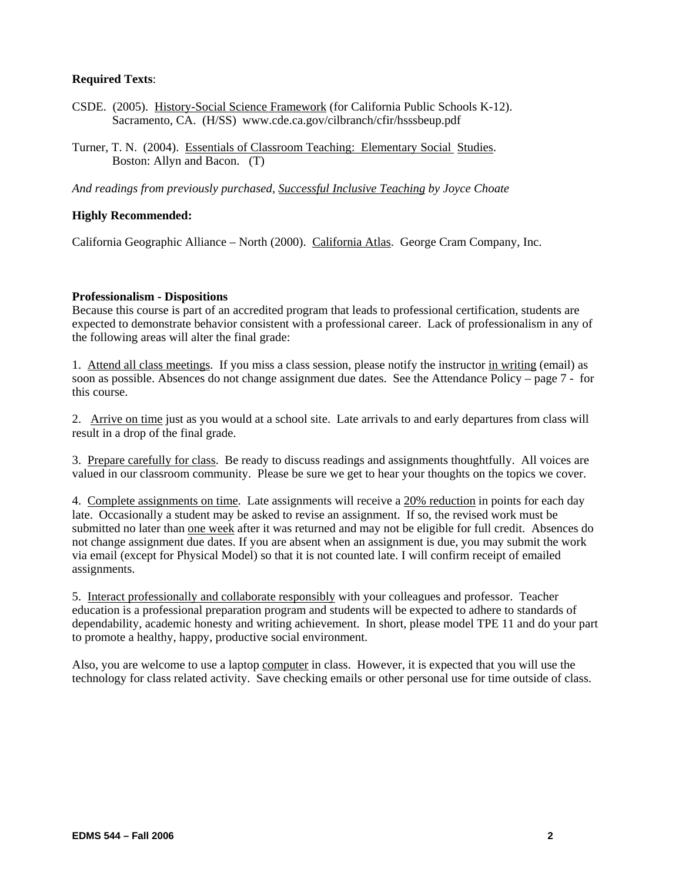**Required Texts**:

CSDE. (2005). History-Social Science Framework (for California Public Schools K-12). Sacramento, CA. (H/SS) www.cde.ca.gov/cilbranch/cfir/hsssbeup.pdf

Turner, T. N. (2004). Essentials of Classroom Teaching: Elementary Social Studies. Boston: Allyn and Bacon. (T)

*And readings from previously purchased, Successful Inclusive Teaching by Joyce Choate*

**Highly Recommended:**

California Geographic Alliance – North (2000). California Atlas. George Cram Company, Inc.

**Professionalism - Dispositions**

Because this course is part of an accredited program that leads to professional certification, students are expected to demonstrate behavior consistent with a professional career. Lack of professionalism in any of the following areas will alter the final grade:

1. Attend all class meetings. If you miss a class session, please notify the instructor in writing (email) as soon as possible. Absences do not change assignment due dates. See the Attendance Policy – page 7 - for this course.

2. Arrive on time just as you would at a school site. Late arrivals to and early departures from class will result in a drop of the final grade.

3. Prepare carefully for class. Be ready to discuss readings and assignments thoughtfully. All voices are valued in our classroom community. Please be sure we get to hear your thoughts on the topics we cover.

4. Complete assignments on time. Late assignments will receive a 20% reduction in points for each day late. Occasionally a student may be asked to revise an assignment. If so, the revised work must be submitted no later than one week after it was returned and may not be eligible for full credit. Absences do not change assignment due dates. If you are absent when an assignment is due, you may submit the work via email (except for Physical Model) so that it is not counted late. I will confirm receipt of emailed assignments.

5. Interact professionally and collaborate responsibly with your colleagues and professor. Teacher education is a professional preparation program and students will be expected to adhere to standards of dependability, academic honesty and writing achievement. In short, please model TPE 11 and do your part to promote a healthy, happy, productive social environment.

Also, you are welcome to use a laptop computer in class. However, it is expected that you will use the technology for class related activity. Save checking emails or other personal use for time outside of class.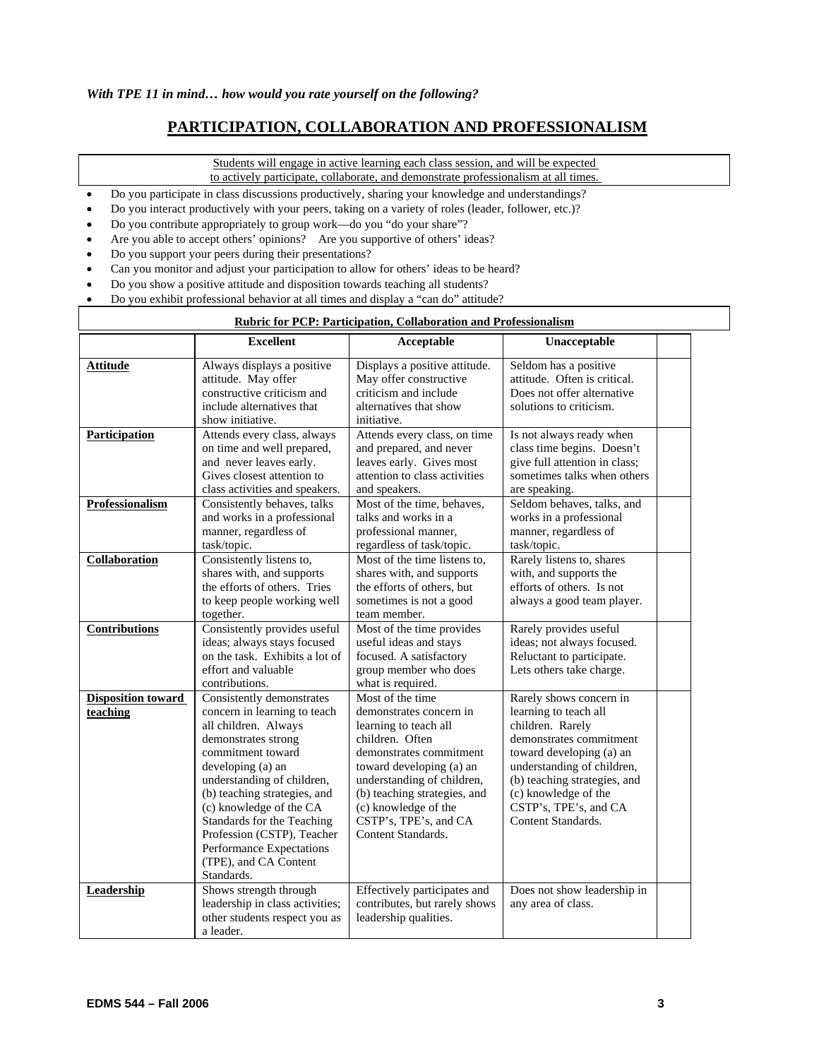***With TPE 11 in mind… how would you rate yourself on the following?***

# PARTICIPATION, COLLABORATION AND PROFESSIONALISM

Students will engage in active learning each class session, and will be expected to actively participate, collaborate, and demonstrate professionalism at all times.

- Do you participate in class discussions productively, sharing your knowledge and understandings?
- Do you interact productively with your peers, taking on a variety of roles (leader, follower, etc.)?
- Do you contribute appropriately to group work—do you "do your share"?
- Are you able to accept others' opinions?  Are you supportive of others' ideas?
- Do you support your peers during their presentations?
- Can you monitor and adjust your participation to allow for others' ideas to be heard?
- Do you show a positive attitude and disposition towards teaching all students?
- Do you exhibit professional behavior at all times and display a "can do" attitude?

**Rubric for PCP: Participation, Collaboration and Professionalism**

| | Excellent | Acceptable | Unacceptable | |
|---|---|---|---|---|
| **Attitude** | Always displays a positive attitude. May offer constructive criticism and include alternatives that show initiative. | Displays a positive attitude. May offer constructive criticism and include alternatives that show initiative. | Seldom has a positive attitude. Often is critical. Does not offer alternative solutions to criticism. | |
| **Participation** | Attends every class, always on time and well prepared, and never leaves early. Gives closest attention to class activities and speakers. | Attends every class, on time and prepared, and never leaves early. Gives most attention to class activities and speakers. | Is not always ready when class time begins. Doesn't give full attention in class; sometimes talks when others are speaking. | |
| **Professionalism** | Consistently behaves, talks and works in a professional manner, regardless of task/topic. | Most of the time, behaves, talks and works in a professional manner, regardless of task/topic. | Seldom behaves, talks, and works in a professional manner, regardless of task/topic. | |
| **Collaboration** | Consistently listens to, shares with, and supports the efforts of others. Tries to keep people working well together. | Most of the time listens to, shares with, and supports the efforts of others, but sometimes is not a good team member. | Rarely listens to, shares with, and supports the efforts of others. Is not always a good team player. | |
| **Contributions** | Consistently provides useful ideas; always stays focused on the task. Exhibits a lot of effort and valuable contributions. | Most of the time provides useful ideas and stays focused. A satisfactory group member who does what is required. | Rarely provides useful ideas; not always focused. Reluctant to participate. Lets others take charge. | |
| **Disposition toward teaching** | Consistently demonstrates concern in learning to teach all children. Always demonstrates strong commitment toward developing (a) an understanding of children, (b) teaching strategies, and (c) knowledge of the CA Standards for the Teaching Profession (CSTP), Teacher Performance Expectations (TPE), and CA Content Standards. | Most of the time demonstrates concern in learning to teach all children. Often demonstrates commitment toward developing (a) an understanding of children, (b) teaching strategies, and (c) knowledge of the CSTP's, TPE's, and CA Content Standards. | Rarely shows concern in learning to teach all children. Rarely demonstrates commitment toward developing (a) an understanding of children, (b) teaching strategies, and (c) knowledge of the CSTP's, TPE's, and CA Content Standards. | |
| **Leadership** | Shows strength through leadership in class activities; other students respect you as a leader. | Effectively participates and contributes, but rarely shows leadership qualities. | Does not show leadership in any area of class. | |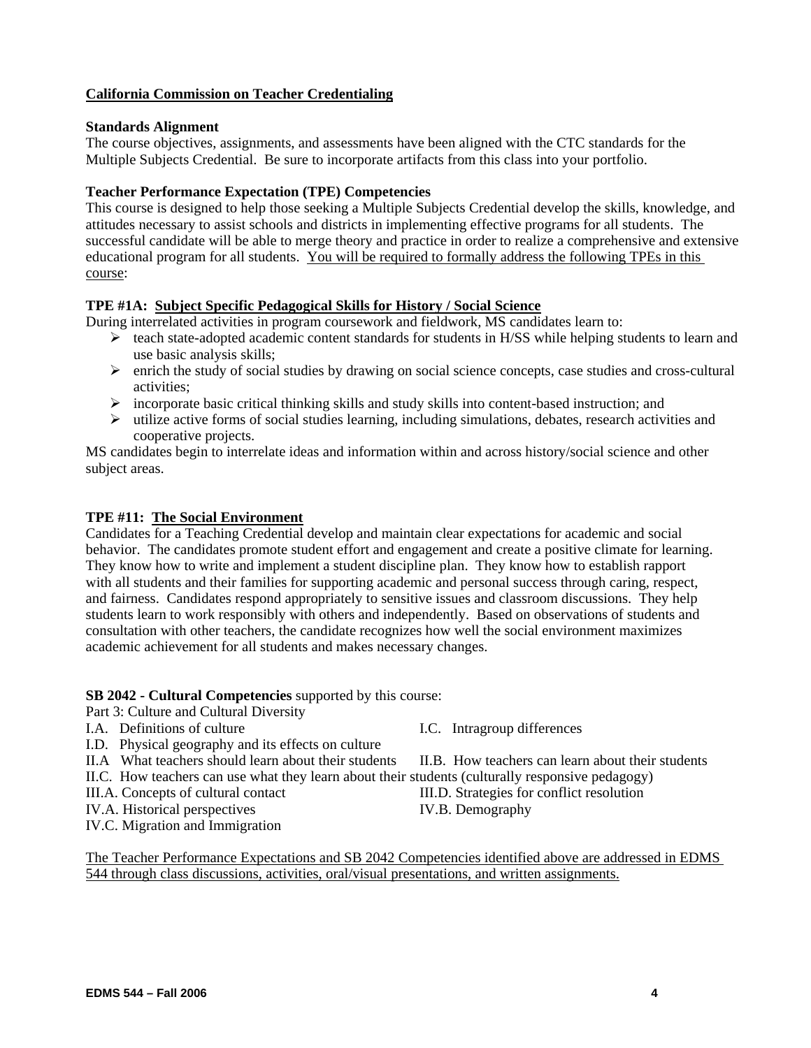## California Commission on Teacher Credentialing

### Standards Alignment

The course objectives, assignments, and assessments have been aligned with the CTC standards for the Multiple Subjects Credential. Be sure to incorporate artifacts from this class into your portfolio.

### Teacher Performance Expectation (TPE) Competencies

This course is designed to help those seeking a Multiple Subjects Credential develop the skills, knowledge, and attitudes necessary to assist schools and districts in implementing effective programs for all students. The successful candidate will be able to merge theory and practice in order to realize a comprehensive and extensive educational program for all students. You will be required to formally address the following TPEs in this course:

### TPE #1A: Subject Specific Pedagogical Skills for History / Social Science

During interrelated activities in program coursework and fieldwork, MS candidates learn to:

- teach state-adopted academic content standards for students in H/SS while helping students to learn and use basic analysis skills;
- enrich the study of social studies by drawing on social science concepts, case studies and cross-cultural activities;
- incorporate basic critical thinking skills and study skills into content-based instruction; and
- utilize active forms of social studies learning, including simulations, debates, research activities and cooperative projects.

MS candidates begin to interrelate ideas and information within and across history/social science and other subject areas.

### TPE #11: The Social Environment

Candidates for a Teaching Credential develop and maintain clear expectations for academic and social behavior. The candidates promote student effort and engagement and create a positive climate for learning. They know how to write and implement a student discipline plan. They know how to establish rapport with all students and their families for supporting academic and personal success through caring, respect, and fairness. Candidates respond appropriately to sensitive issues and classroom discussions. They help students learn to work responsibly with others and independently. Based on observations of students and consultation with other teachers, the candidate recognizes how well the social environment maximizes academic achievement for all students and makes necessary changes.

**SB 2042 - Cultural Competencies** supported by this course:

Part 3: Culture and Cultural Diversity

I.A. Definitions of culture
I.C. Intragroup differences
I.D. Physical geography and its effects on culture
II.A What teachers should learn about their students
II.B. How teachers can learn about their students
II.C. How teachers can use what they learn about their students (culturally responsive pedagogy)
III.A. Concepts of cultural contact
III.D. Strategies for conflict resolution
IV.A. Historical perspectives
IV.B. Demography
IV.C. Migration and Immigration

The Teacher Performance Expectations and SB 2042 Competencies identified above are addressed in EDMS 544 through class discussions, activities, oral/visual presentations, and written assignments.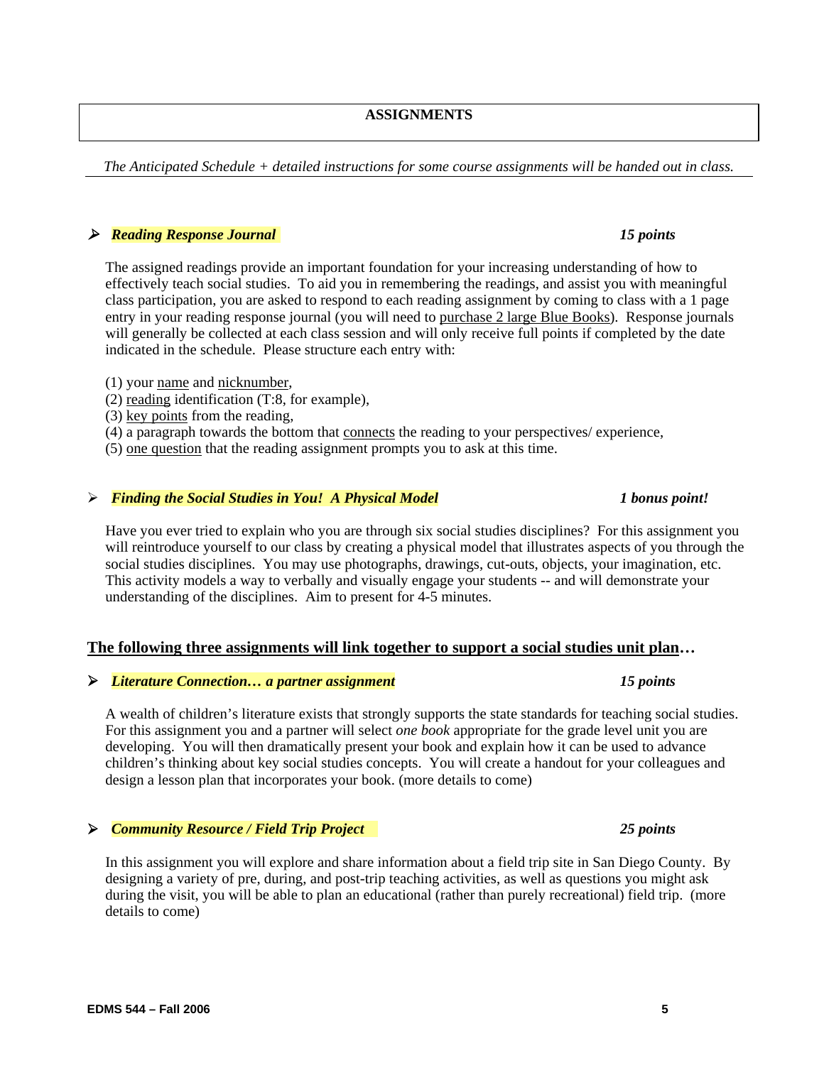## ASSIGNMENTS

*The Anticipated Schedule + detailed instructions for some course assignments will be handed out in class.*

- ***Reading Response Journal*** ***15 points***

  The assigned readings provide an important foundation for your increasing understanding of how to effectively teach social studies. To aid you in remembering the readings, and assist you with meaningful class participation, you are asked to respond to each reading assignment by coming to class with a 1 page entry in your reading response journal (you will need to purchase 2 large Blue Books). Response journals will generally be collected at each class session and will only receive full points if completed by the date indicated in the schedule. Please structure each entry with:

  (1) your name and nicknumber,
  (2) reading identification (T:8, for example),
  (3) key points from the reading,
  (4) a paragraph towards the bottom that connects the reading to your perspectives/ experience,
  (5) one question that the reading assignment prompts you to ask at this time.

- ***Finding the Social Studies in You! A Physical Model*** ***1 bonus point!***

  Have you ever tried to explain who you are through six social studies disciplines? For this assignment you will reintroduce yourself to our class by creating a physical model that illustrates aspects of you through the social studies disciplines. You may use photographs, drawings, cut-outs, objects, your imagination, etc. This activity models a way to verbally and visually engage your students -- and will demonstrate your understanding of the disciplines. Aim to present for 4-5 minutes.

**The following three assignments will link together to support a social studies unit plan…**

- ***Literature Connection… a partner assignment*** ***15 points***

  A wealth of children's literature exists that strongly supports the state standards for teaching social studies. For this assignment you and a partner will select *one book* appropriate for the grade level unit you are developing. You will then dramatically present your book and explain how it can be used to advance children's thinking about key social studies concepts. You will create a handout for your colleagues and design a lesson plan that incorporates your book. (more details to come)

- ***Community Resource / Field Trip Project*** ***25 points***

  In this assignment you will explore and share information about a field trip site in San Diego County. By designing a variety of pre, during, and post-trip teaching activities, as well as questions you might ask during the visit, you will be able to plan an educational (rather than purely recreational) field trip. (more details to come)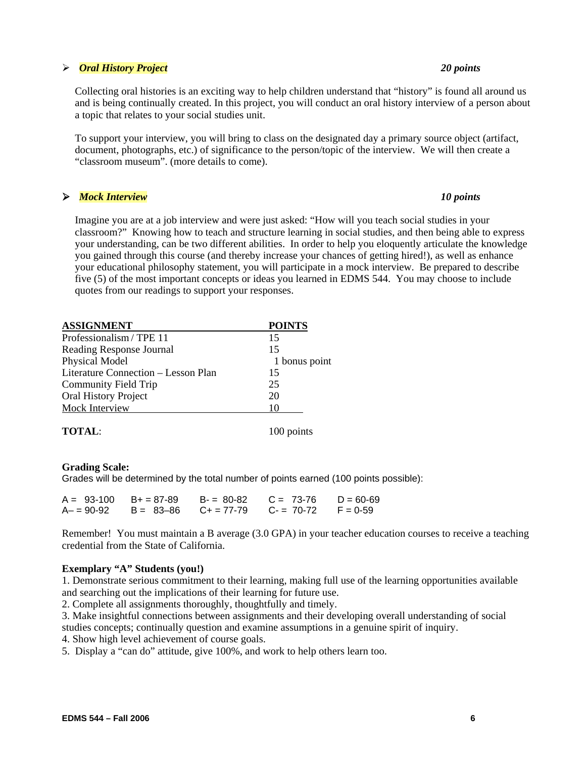- ***Oral History Project*** ***20 points***

  Collecting oral histories is an exciting way to help children understand that "history" is found all around us and is being continually created. In this project, you will conduct an oral history interview of a person about a topic that relates to your social studies unit.

  To support your interview, you will bring to class on the designated day a primary source object (artifact, document, photographs, etc.) of significance to the person/topic of the interview. We will then create a "classroom museum". (more details to come).

- ***Mock Interview*** ***10 points***

  Imagine you are at a job interview and were just asked: "How will you teach social studies in your classroom?" Knowing how to teach and structure learning in social studies, and then being able to express your understanding, can be two different abilities. In order to help you eloquently articulate the knowledge you gained through this course (and thereby increase your chances of getting hired!), as well as enhance your educational philosophy statement, you will participate in a mock interview. Be prepared to describe five (5) of the most important concepts or ideas you learned in EDMS 544. You may choose to include quotes from our readings to support your responses.

| ASSIGNMENT | POINTS |
|---|---|
| Professionalism / TPE 11 | 15 |
| Reading Response Journal | 15 |
| Physical Model | 1 bonus point |
| Literature Connection – Lesson Plan | 15 |
| Community Field Trip | 25 |
| Oral History Project | 20 |
| Mock Interview | 10 |
| **TOTAL**: | 100 points |

**Grading Scale:**
Grades will be determined by the total number of points earned (100 points possible):

| | | | | |
|---|---|---|---|---|
| A = 93-100 | B+ = 87-89 | B- = 80-82 | C = 73-76 | D = 60-69 |
| A– = 90-92 | B = 83–86 | C+ = 77-79 | C- = 70-72 | F = 0-59 |

Remember! You must maintain a B average (3.0 GPA) in your teacher education courses to receive a teaching credential from the State of California.

**Exemplary "A" Students (you!)**
1. Demonstrate serious commitment to their learning, making full use of the learning opportunities available and searching out the implications of their learning for future use.
2. Complete all assignments thoroughly, thoughtfully and timely.
3. Make insightful connections between assignments and their developing overall understanding of social studies concepts; continually question and examine assumptions in a genuine spirit of inquiry.
4. Show high level achievement of course goals.
5. Display a "can do" attitude, give 100%, and work to help others learn too.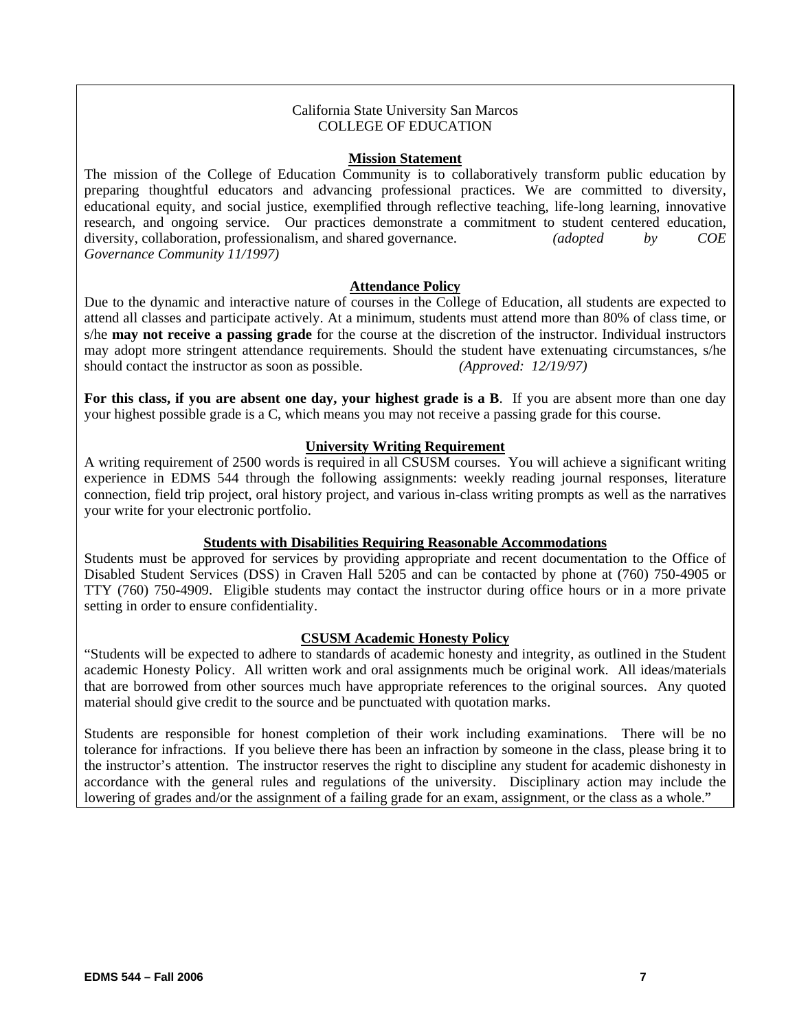California State University San Marcos
COLLEGE OF EDUCATION

## Mission Statement

The mission of the College of Education Community is to collaboratively transform public education by preparing thoughtful educators and advancing professional practices. We are committed to diversity, educational equity, and social justice, exemplified through reflective teaching, life-long learning, innovative research, and ongoing service. Our practices demonstrate a commitment to student centered education, diversity, collaboration, professionalism, and shared governance. *(adopted by COE Governance Community 11/1997)*

## Attendance Policy

Due to the dynamic and interactive nature of courses in the College of Education, all students are expected to attend all classes and participate actively. At a minimum, students must attend more than 80% of class time, or s/he **may not receive a passing grade** for the course at the discretion of the instructor. Individual instructors may adopt more stringent attendance requirements. Should the student have extenuating circumstances, s/he should contact the instructor as soon as possible. *(Approved: 12/19/97)*

**For this class, if you are absent one day, your highest grade is a B**. If you are absent more than one day your highest possible grade is a C, which means you may not receive a passing grade for this course.

## University Writing Requirement

A writing requirement of 2500 words is required in all CSUSM courses. You will achieve a significant writing experience in EDMS 544 through the following assignments: weekly reading journal responses, literature connection, field trip project, oral history project, and various in-class writing prompts as well as the narratives your write for your electronic portfolio.

## Students with Disabilities Requiring Reasonable Accommodations

Students must be approved for services by providing appropriate and recent documentation to the Office of Disabled Student Services (DSS) in Craven Hall 5205 and can be contacted by phone at (760) 750-4905 or TTY (760) 750-4909. Eligible students may contact the instructor during office hours or in a more private setting in order to ensure confidentiality.

## CSUSM Academic Honesty Policy

"Students will be expected to adhere to standards of academic honesty and integrity, as outlined in the Student academic Honesty Policy. All written work and oral assignments much be original work. All ideas/materials that are borrowed from other sources much have appropriate references to the original sources. Any quoted material should give credit to the source and be punctuated with quotation marks.

Students are responsible for honest completion of their work including examinations. There will be no tolerance for infractions. If you believe there has been an infraction by someone in the class, please bring it to the instructor's attention. The instructor reserves the right to discipline any student for academic dishonesty in accordance with the general rules and regulations of the university. Disciplinary action may include the lowering of grades and/or the assignment of a failing grade for an exam, assignment, or the class as a whole."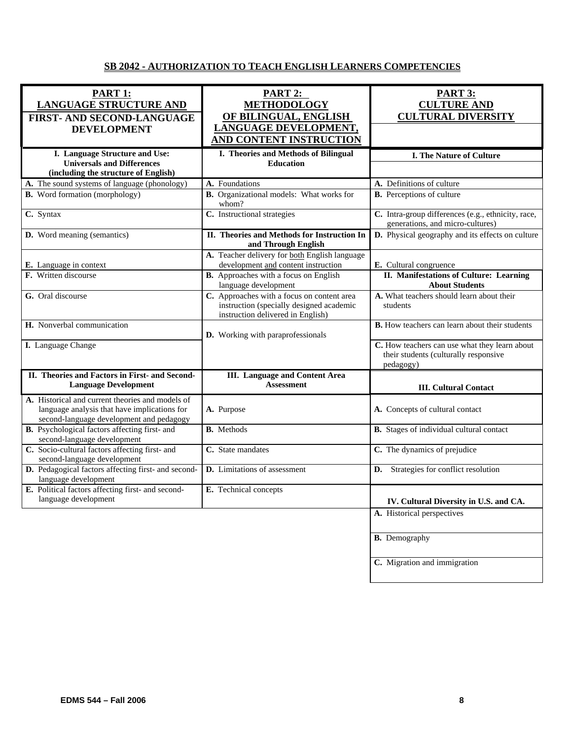## SB 2042 - AUTHORIZATION TO TEACH ENGLISH LEARNERS COMPETENCIES

| PART 1: LANGUAGE STRUCTURE AND FIRST- AND SECOND-LANGUAGE DEVELOPMENT | PART 2: METHODOLOGY OF BILINGUAL, ENGLISH LANGUAGE DEVELOPMENT, AND CONTENT INSTRUCTION | PART 3: CULTURE AND CULTURAL DIVERSITY |
|---|---|---|
| **I. Language Structure and Use: Universals and Differences (including the structure of English)** | **I. Theories and Methods of Bilingual Education** | **I. The Nature of Culture** |
| **A.** The sound systems of language (phonology) | **A.** Foundations | **A.** Definitions of culture |
| **B.** Word formation (morphology) | **B.** Organizational models: What works for whom? | **B.** Perceptions of culture |
| **C.** Syntax | **C.** Instructional strategies | **C.** Intra-group differences (e.g., ethnicity, race, generations, and micro-cultures) |
| **D.** Word meaning (semantics) | **II. Theories and Methods for Instruction In and Through English** | **D.** Physical geography and its effects on culture |
| **E.** Language in context | **A.** Teacher delivery for both English language development and content instruction | **E.** Cultural congruence |
| **F.** Written discourse | **B.** Approaches with a focus on English language development | **II. Manifestations of Culture: Learning About Students** |
| **G.** Oral discourse | **C.** Approaches with a focus on content area instruction (specially designed academic instruction delivered in English) | **A.** What teachers should learn about their students |
| **H.** Nonverbal communication | **D.** Working with paraprofessionals | **B.** How teachers can learn about their students |
| **I.** Language Change | | **C.** How teachers can use what they learn about their students (culturally responsive pedagogy) |
| **II. Theories and Factors in First- and Second-Language Development** | **III. Language and Content Area Assessment** | **III. Cultural Contact** |
| **A.** Historical and current theories and models of language analysis that have implications for second-language development and pedagogy | **A.** Purpose | **A.** Concepts of cultural contact |
| **B.** Psychological factors affecting first- and second-language development | **B.** Methods | **B.** Stages of individual cultural contact |
| **C.** Socio-cultural factors affecting first- and second-language development | **C.** State mandates | **C.** The dynamics of prejudice |
| **D.** Pedagogical factors affecting first- and second-language development | **D.** Limitations of assessment | **D.** Strategies for conflict resolution |
| **E.** Political factors affecting first- and second-language development | **E.** Technical concepts | **IV. Cultural Diversity in U.S. and CA.** |
| | | **A.** Historical perspectives |
| | | **B.** Demography |
| | | **C.** Migration and immigration |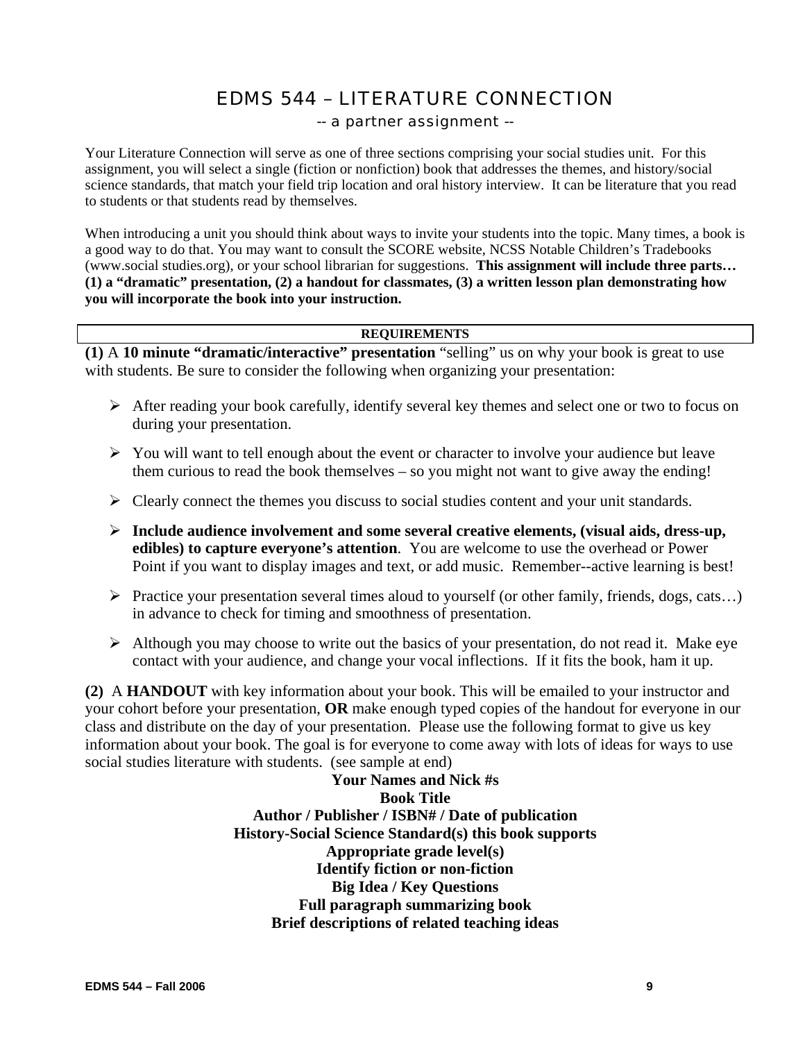# EDMS 544 – LITERATURE CONNECTION

-- a partner assignment --

Your Literature Connection will serve as one of three sections comprising your social studies unit. For this assignment, you will select a single (fiction or nonfiction) book that addresses the themes, and history/social science standards, that match your field trip location and oral history interview. It can be literature that you read to students or that students read by themselves.

When introducing a unit you should think about ways to invite your students into the topic. Many times, a book is a good way to do that. You may want to consult the SCORE website, NCSS Notable Children's Tradebooks (www.social studies.org), or your school librarian for suggestions. **This assignment will include three parts… (1) a "dramatic" presentation, (2) a handout for classmates, (3) a written lesson plan demonstrating how you will incorporate the book into your instruction.**

| REQUIREMENTS |
| --- |

**(1)** A **10 minute "dramatic/interactive" presentation** "selling" us on why your book is great to use with students. Be sure to consider the following when organizing your presentation:

- After reading your book carefully, identify several key themes and select one or two to focus on during your presentation.
- You will want to tell enough about the event or character to involve your audience but leave them curious to read the book themselves – so you might not want to give away the ending!
- Clearly connect the themes you discuss to social studies content and your unit standards.
- **Include audience involvement and some several creative elements, (visual aids, dress-up, edibles) to capture everyone's attention**. You are welcome to use the overhead or Power Point if you want to display images and text, or add music. Remember--active learning is best!
- Practice your presentation several times aloud to yourself (or other family, friends, dogs, cats…) in advance to check for timing and smoothness of presentation.
- Although you may choose to write out the basics of your presentation, do not read it. Make eye contact with your audience, and change your vocal inflections. If it fits the book, ham it up.

**(2)** A **HANDOUT** with key information about your book. This will be emailed to your instructor and your cohort before your presentation, **OR** make enough typed copies of the handout for everyone in our class and distribute on the day of your presentation. Please use the following format to give us key information about your book. The goal is for everyone to come away with lots of ideas for ways to use social studies literature with students. (see sample at end)

**Your Names and Nick #s**
**Book Title**
**Author / Publisher / ISBN# / Date of publication**
**History-Social Science Standard(s) this book supports**
**Appropriate grade level(s)**
**Identify fiction or non-fiction**
**Big Idea / Key Questions**
**Full paragraph summarizing book**
**Brief descriptions of related teaching ideas**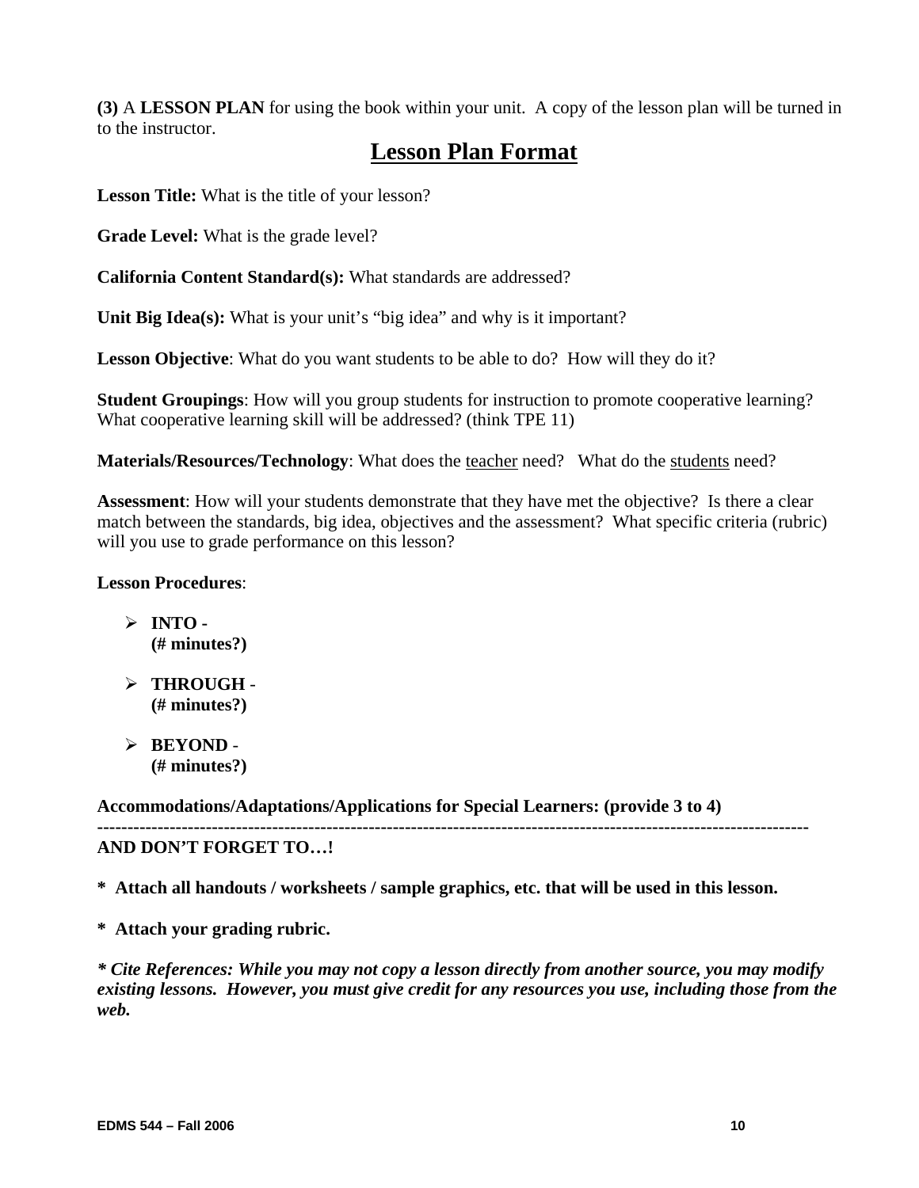**(3)** A **LESSON PLAN** for using the book within your unit. A copy of the lesson plan will be turned in to the instructor.

## <u>Lesson Plan Format</u>

**Lesson Title:** What is the title of your lesson?

**Grade Level:** What is the grade level?

**California Content Standard(s):** What standards are addressed?

**Unit Big Idea(s):** What is your unit's "big idea" and why is it important?

**Lesson Objective**: What do you want students to be able to do? How will they do it?

**Student Groupings**: How will you group students for instruction to promote cooperative learning? What cooperative learning skill will be addressed? (think TPE 11)

**Materials/Resources/Technology**: What does the <u>teacher</u> need? What do the <u>students</u> need?

**Assessment**: How will your students demonstrate that they have met the objective? Is there a clear match between the standards, big idea, objectives and the assessment? What specific criteria (rubric) will you use to grade performance on this lesson?

**Lesson Procedures**:

- **INTO -**
  **(# minutes?)**
- **THROUGH** -
  **(# minutes?)**
- **BEYOND** -
  **(# minutes?)**

**Accommodations/Adaptations/Applications for Special Learners: (provide 3 to 4)**

---

**AND DON'T FORGET TO…!**

**\* Attach all handouts / worksheets / sample graphics, etc. that will be used in this lesson.**

**\* Attach your grading rubric.**

***\* Cite References: While you may not copy a lesson directly from another source, you may modify existing lessons. However, you must give credit for any resources you use, including those from the web.***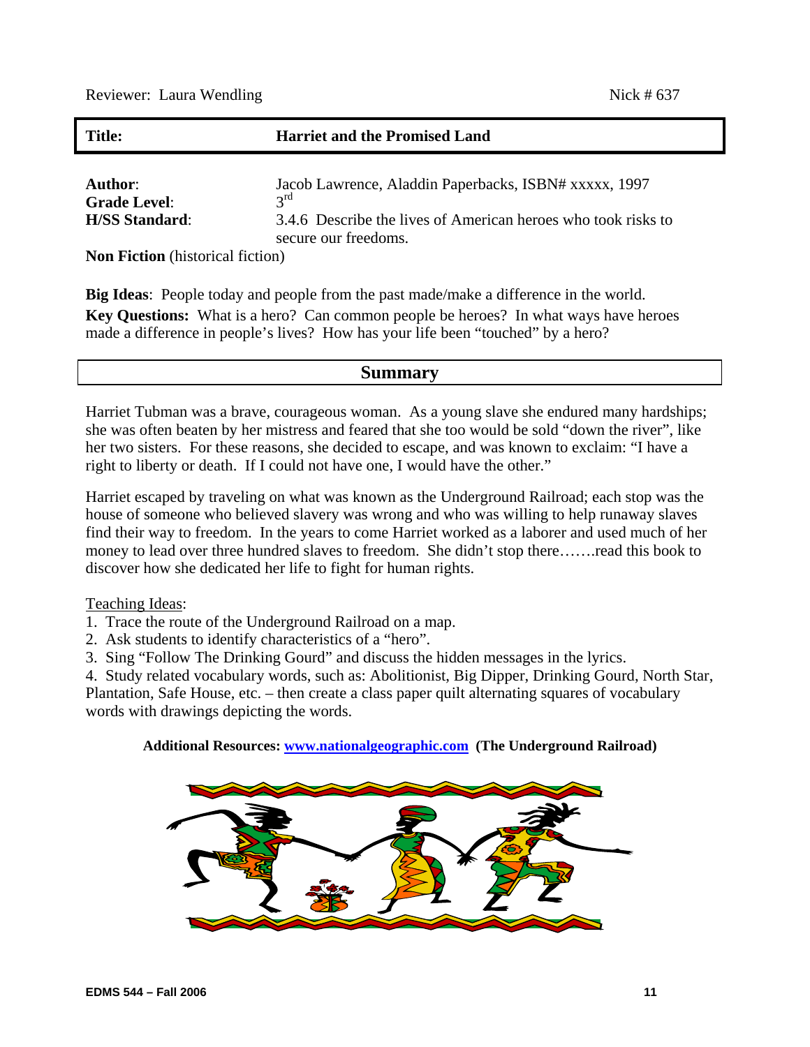Reviewer: Laura Wendling Nick # 637

| Title: | Harriet and the Promised Land |
|---|---|

| | |
|---|---|
| **Author**: | Jacob Lawrence, Aladdin Paperbacks, ISBN# xxxxx, 1997 |
| **Grade Level**: | 3rd |
| **H/SS Standard**: | 3.4.6 Describe the lives of American heroes who took risks to secure our freedoms. |

**Non Fiction** (historical fiction)

**Big Ideas**: People today and people from the past made/make a difference in the world.

**Key Questions:** What is a hero? Can common people be heroes? In what ways have heroes made a difference in people's lives? How has your life been "touched" by a hero?

## Summary

Harriet Tubman was a brave, courageous woman. As a young slave she endured many hardships; she was often beaten by her mistress and feared that she too would be sold "down the river", like her two sisters. For these reasons, she decided to escape, and was known to exclaim: "I have a right to liberty or death. If I could not have one, I would have the other."

Harriet escaped by traveling on what was known as the Underground Railroad; each stop was the house of someone who believed slavery was wrong and who was willing to help runaway slaves find their way to freedom. In the years to come Harriet worked as a laborer and used much of her money to lead over three hundred slaves to freedom. She didn't stop there…….read this book to discover how she dedicated her life to fight for human rights.

Teaching Ideas:

1. Trace the route of the Underground Railroad on a map.
2. Ask students to identify characteristics of a "hero".
3. Sing "Follow The Drinking Gourd" and discuss the hidden messages in the lyrics.
4. Study related vocabulary words, such as: Abolitionist, Big Dipper, Drinking Gourd, North Star, Plantation, Safe House, etc. – then create a class paper quilt alternating squares of vocabulary words with drawings depicting the words.

**Additional Resources: www.nationalgeographic.com (The Underground Railroad)**